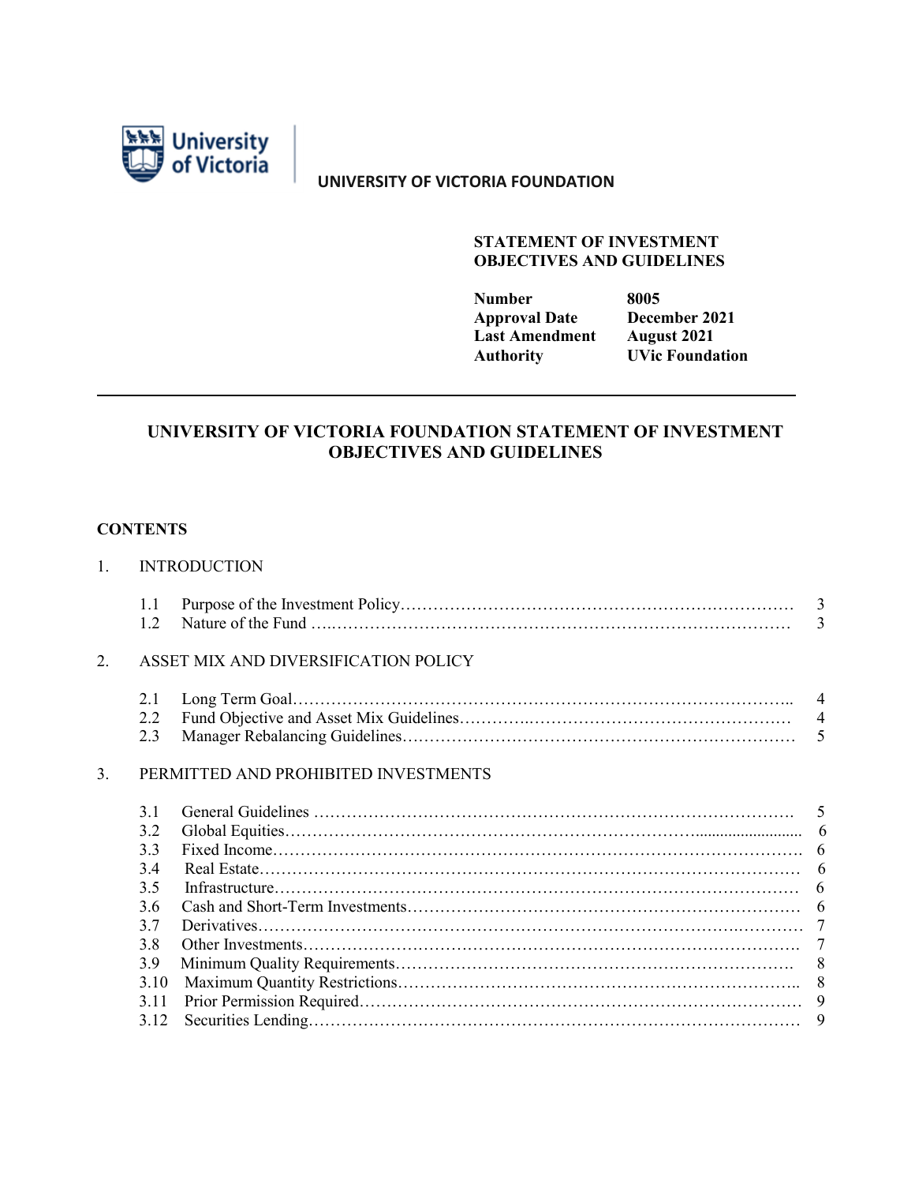**UNIVERSITY OF VICTORIA FOUNDATION**

**STATEMENT OF INVESTMENT OBJECTIVES AND GUIDELINES**

| | |
|---|---|
| **Number** | **8005** |
| **Approval Date** | **December 2021** |
| **Last Amendment** | **August 2021** |
| **Authority** | **UVic Foundation** |

---

# UNIVERSITY OF VICTORIA FOUNDATION STATEMENT OF INVESTMENT OBJECTIVES AND GUIDELINES

## CONTENTS

1. INTRODUCTION

| | | |
|---|---|---|
| 1.1 | Purpose of the Investment Policy | 3 |
| 1.2 | Nature of the Fund | 3 |

2. ASSET MIX AND DIVERSIFICATION POLICY

| | | |
|---|---|---|
| 2.1 | Long Term Goal | 4 |
| 2.2 | Fund Objective and Asset Mix Guidelines | 4 |
| 2.3 | Manager Rebalancing Guidelines | 5 |

3. PERMITTED AND PROHIBITED INVESTMENTS

| | | |
|---|---|---|
| 3.1 | General Guidelines | 5 |
| 3.2 | Global Equities | 6 |
| 3.3 | Fixed Income | 6 |
| 3.4 | Real Estate | 6 |
| 3.5 | Infrastructure | 6 |
| 3.6 | Cash and Short-Term Investments | 6 |
| 3.7 | Derivatives | 7 |
| 3.8 | Other Investments | 7 |
| 3.9 | Minimum Quality Requirements | 8 |
| 3.10 | Maximum Quantity Restrictions | 8 |
| 3.11 | Prior Permission Required | 9 |
| 3.12 | Securities Lending | 9 |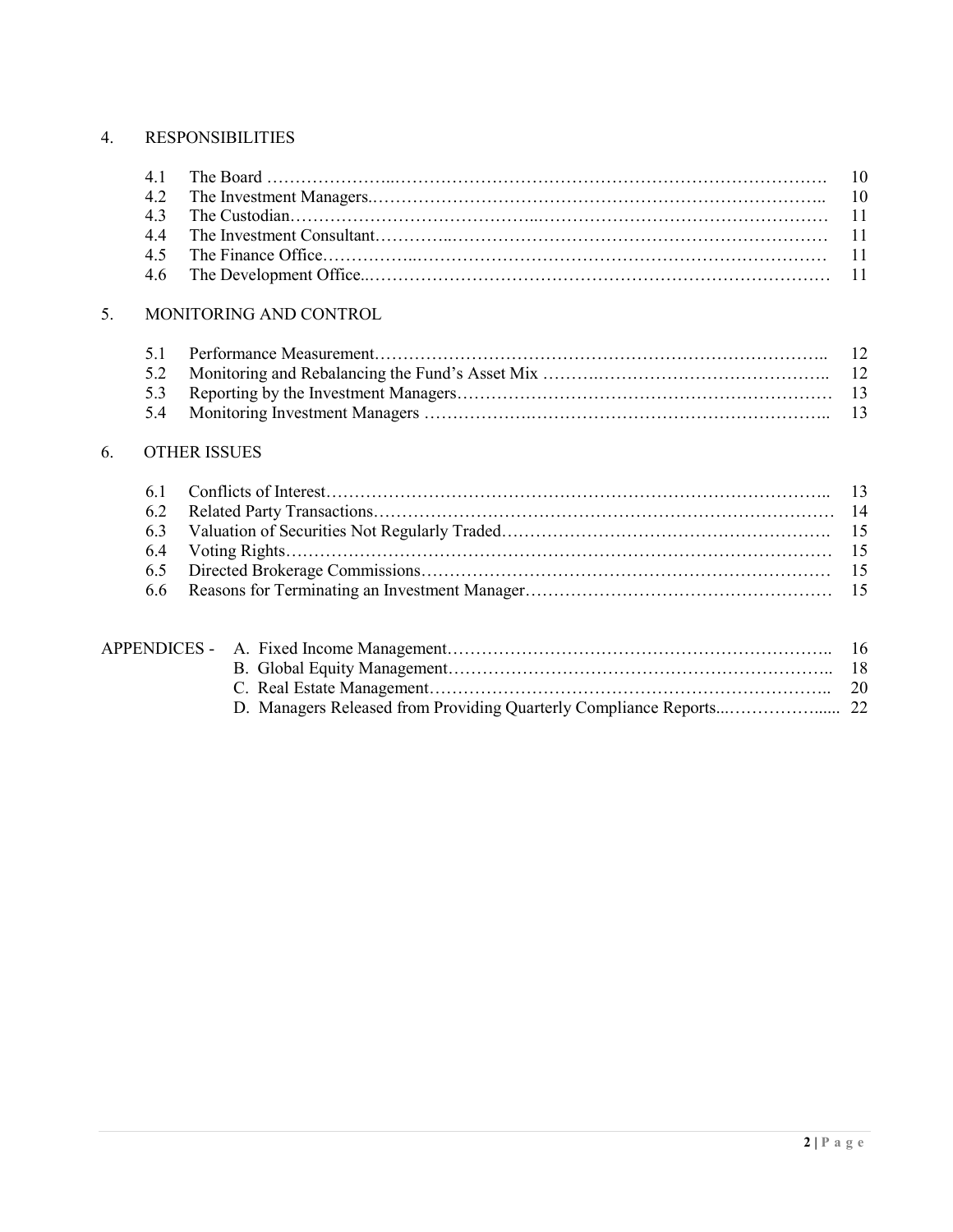4. RESPONSIBILITIES

| | | |
|---|---|---|
| 4.1 | The Board | 10 |
| 4.2 | The Investment Managers | 10 |
| 4.3 | The Custodian | 11 |
| 4.4 | The Investment Consultant | 11 |
| 4.5 | The Finance Office | 11 |
| 4.6 | The Development Office | 11 |

5. MONITORING AND CONTROL

| | | |
|---|---|---|
| 5.1 | Performance Measurement | 12 |
| 5.2 | Monitoring and Rebalancing the Fund's Asset Mix | 12 |
| 5.3 | Reporting by the Investment Managers | 13 |
| 5.4 | Monitoring Investment Managers | 13 |

6. OTHER ISSUES

| | | |
|---|---|---|
| 6.1 | Conflicts of Interest | 13 |
| 6.2 | Related Party Transactions | 14 |
| 6.3 | Valuation of Securities Not Regularly Traded | 15 |
| 6.4 | Voting Rights | 15 |
| 6.5 | Directed Brokerage Commissions | 15 |
| 6.6 | Reasons for Terminating an Investment Manager | 15 |

APPENDICES -

| | |
|---|---|
| A. Fixed Income Management | 16 |
| B. Global Equity Management | 18 |
| C. Real Estate Management | 20 |
| D. Managers Released from Providing Quarterly Compliance Reports | 22 |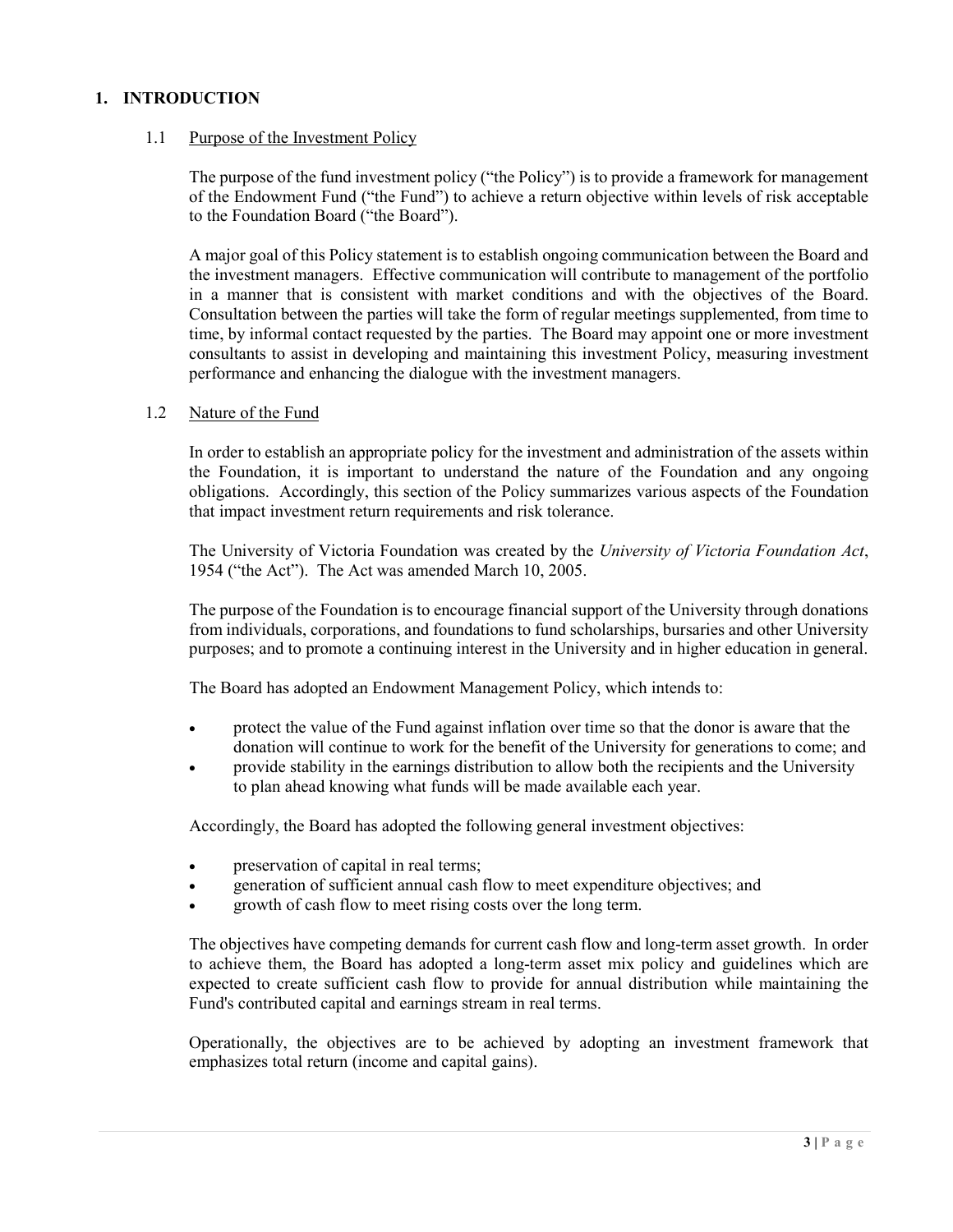# 1. INTRODUCTION

## 1.1 Purpose of the Investment Policy

The purpose of the fund investment policy ("the Policy") is to provide a framework for management of the Endowment Fund ("the Fund") to achieve a return objective within levels of risk acceptable to the Foundation Board ("the Board").

A major goal of this Policy statement is to establish ongoing communication between the Board and the investment managers. Effective communication will contribute to management of the portfolio in a manner that is consistent with market conditions and with the objectives of the Board. Consultation between the parties will take the form of regular meetings supplemented, from time to time, by informal contact requested by the parties. The Board may appoint one or more investment consultants to assist in developing and maintaining this investment Policy, measuring investment performance and enhancing the dialogue with the investment managers.

## 1.2 Nature of the Fund

In order to establish an appropriate policy for the investment and administration of the assets within the Foundation, it is important to understand the nature of the Foundation and any ongoing obligations. Accordingly, this section of the Policy summarizes various aspects of the Foundation that impact investment return requirements and risk tolerance.

The University of Victoria Foundation was created by the *University of Victoria Foundation Act*, 1954 ("the Act"). The Act was amended March 10, 2005.

The purpose of the Foundation is to encourage financial support of the University through donations from individuals, corporations, and foundations to fund scholarships, bursaries and other University purposes; and to promote a continuing interest in the University and in higher education in general.

The Board has adopted an Endowment Management Policy, which intends to:

- protect the value of the Fund against inflation over time so that the donor is aware that the donation will continue to work for the benefit of the University for generations to come; and
- provide stability in the earnings distribution to allow both the recipients and the University to plan ahead knowing what funds will be made available each year.

Accordingly, the Board has adopted the following general investment objectives:

- preservation of capital in real terms;
- generation of sufficient annual cash flow to meet expenditure objectives; and
- growth of cash flow to meet rising costs over the long term.

The objectives have competing demands for current cash flow and long-term asset growth. In order to achieve them, the Board has adopted a long-term asset mix policy and guidelines which are expected to create sufficient cash flow to provide for annual distribution while maintaining the Fund's contributed capital and earnings stream in real terms.

Operationally, the objectives are to be achieved by adopting an investment framework that emphasizes total return (income and capital gains).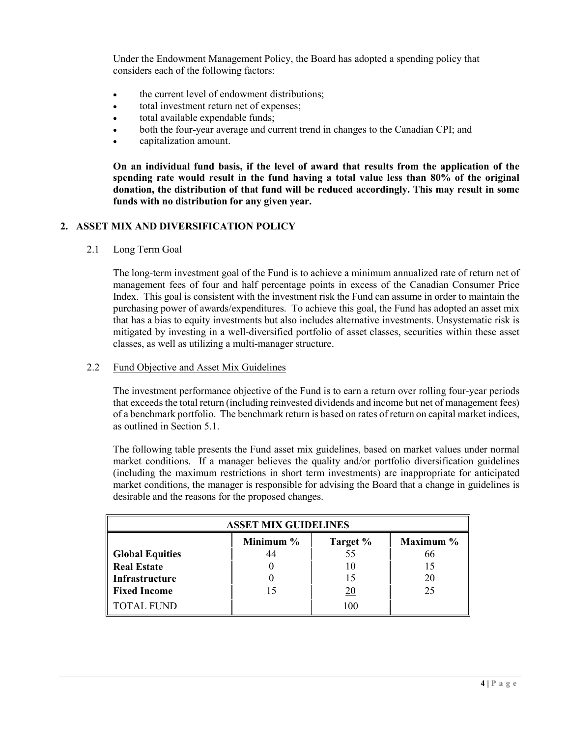Under the Endowment Management Policy, the Board has adopted a spending policy that considers each of the following factors:

- the current level of endowment distributions;
- total investment return net of expenses;
- total available expendable funds;
- both the four-year average and current trend in changes to the Canadian CPI; and
- capitalization amount.

**On an individual fund basis, if the level of award that results from the application of the spending rate would result in the fund having a total value less than 80% of the original donation, the distribution of that fund will be reduced accordingly. This may result in some funds with no distribution for any given year.**

## 2. ASSET MIX AND DIVERSIFICATION POLICY

### 2.1 Long Term Goal

The long-term investment goal of the Fund is to achieve a minimum annualized rate of return net of management fees of four and half percentage points in excess of the Canadian Consumer Price Index. This goal is consistent with the investment risk the Fund can assume in order to maintain the purchasing power of awards/expenditures. To achieve this goal, the Fund has adopted an asset mix that has a bias to equity investments but also includes alternative investments. Unsystematic risk is mitigated by investing in a well-diversified portfolio of asset classes, securities within these asset classes, as well as utilizing a multi-manager structure.

### 2.2 Fund Objective and Asset Mix Guidelines

The investment performance objective of the Fund is to earn a return over rolling four-year periods that exceeds the total return (including reinvested dividends and income but net of management fees) of a benchmark portfolio. The benchmark return is based on rates of return on capital market indices, as outlined in Section 5.1.

The following table presents the Fund asset mix guidelines, based on market values under normal market conditions. If a manager believes the quality and/or portfolio diversification guidelines (including the maximum restrictions in short term investments) are inappropriate for anticipated market conditions, the manager is responsible for advising the Board that a change in guidelines is desirable and the reasons for the proposed changes.

| ASSET MIX GUIDELINES | | | |
|---|---|---|---|
| | **Minimum %** | **Target %** | **Maximum %** |
| **Global Equities** | 44 | 55 | 66 |
| **Real Estate** | 0 | 10 | 15 |
| **Infrastructure** | 0 | 15 | 20 |
| **Fixed Income** | 15 | 20 | 25 |
| TOTAL FUND | | 100 | |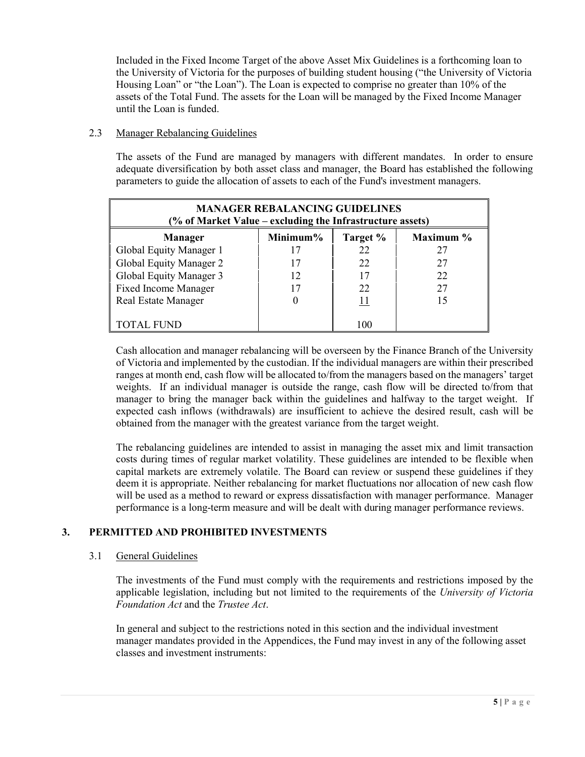Included in the Fixed Income Target of the above Asset Mix Guidelines is a forthcoming loan to the University of Victoria for the purposes of building student housing ("the University of Victoria Housing Loan" or "the Loan"). The Loan is expected to comprise no greater than 10% of the assets of the Total Fund. The assets for the Loan will be managed by the Fixed Income Manager until the Loan is funded.

### 2.3 Manager Rebalancing Guidelines

The assets of the Fund are managed by managers with different mandates. In order to ensure adequate diversification by both asset class and manager, the Board has established the following parameters to guide the allocation of assets to each of the Fund's investment managers.

| MANAGER REBALANCING GUIDELINES (% of Market Value – excluding the Infrastructure assets) | | | |
|---|---|---|---|
| **Manager** | **Minimum%** | **Target %** | **Maximum %** |
| Global Equity Manager 1 | 17 | 22 | 27 |
| Global Equity Manager 2 | 17 | 22 | 27 |
| Global Equity Manager 3 | 12 | 17 | 22 |
| Fixed Income Manager | 17 | 22 | 27 |
| Real Estate Manager | 0 | 11 | 15 |
| TOTAL FUND | | 100 | |

Cash allocation and manager rebalancing will be overseen by the Finance Branch of the University of Victoria and implemented by the custodian. If the individual managers are within their prescribed ranges at month end, cash flow will be allocated to/from the managers based on the managers' target weights. If an individual manager is outside the range, cash flow will be directed to/from that manager to bring the manager back within the guidelines and halfway to the target weight. If expected cash inflows (withdrawals) are insufficient to achieve the desired result, cash will be obtained from the manager with the greatest variance from the target weight.

The rebalancing guidelines are intended to assist in managing the asset mix and limit transaction costs during times of regular market volatility. These guidelines are intended to be flexible when capital markets are extremely volatile. The Board can review or suspend these guidelines if they deem it is appropriate. Neither rebalancing for market fluctuations nor allocation of new cash flow will be used as a method to reward or express dissatisfaction with manager performance. Manager performance is a long-term measure and will be dealt with during manager performance reviews.

## 3. PERMITTED AND PROHIBITED INVESTMENTS

### 3.1 General Guidelines

The investments of the Fund must comply with the requirements and restrictions imposed by the applicable legislation, including but not limited to the requirements of the *University of Victoria Foundation Act* and the *Trustee Act*.

In general and subject to the restrictions noted in this section and the individual investment manager mandates provided in the Appendices, the Fund may invest in any of the following asset classes and investment instruments: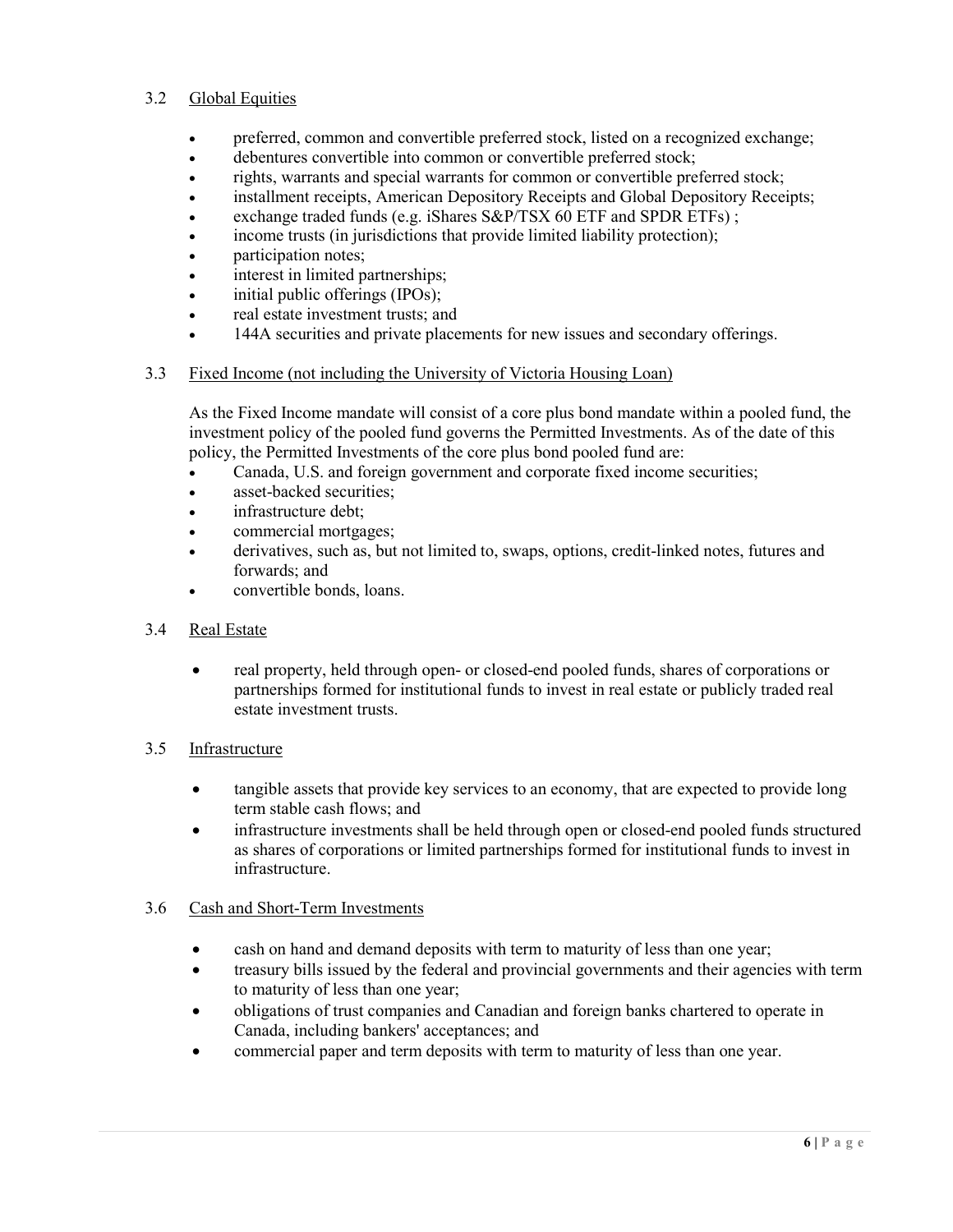### 3.2 Global Equities

- preferred, common and convertible preferred stock, listed on a recognized exchange;
- debentures convertible into common or convertible preferred stock;
- rights, warrants and special warrants for common or convertible preferred stock;
- installment receipts, American Depository Receipts and Global Depository Receipts;
- exchange traded funds (e.g. iShares S&P/TSX 60 ETF and SPDR ETFs) ;
- income trusts (in jurisdictions that provide limited liability protection);
- participation notes;
- interest in limited partnerships;
- initial public offerings (IPOs);
- real estate investment trusts; and
- 144A securities and private placements for new issues and secondary offerings.

### 3.3 Fixed Income (not including the University of Victoria Housing Loan)

As the Fixed Income mandate will consist of a core plus bond mandate within a pooled fund, the investment policy of the pooled fund governs the Permitted Investments. As of the date of this policy, the Permitted Investments of the core plus bond pooled fund are:

- Canada, U.S. and foreign government and corporate fixed income securities;
- asset-backed securities;
- infrastructure debt;
- commercial mortgages;
- derivatives, such as, but not limited to, swaps, options, credit-linked notes, futures and forwards; and
- convertible bonds, loans.

### 3.4 Real Estate

- real property, held through open- or closed-end pooled funds, shares of corporations or partnerships formed for institutional funds to invest in real estate or publicly traded real estate investment trusts.

### 3.5 Infrastructure

- tangible assets that provide key services to an economy, that are expected to provide long term stable cash flows; and
- infrastructure investments shall be held through open or closed-end pooled funds structured as shares of corporations or limited partnerships formed for institutional funds to invest in infrastructure.

### 3.6 Cash and Short-Term Investments

- cash on hand and demand deposits with term to maturity of less than one year;
- treasury bills issued by the federal and provincial governments and their agencies with term to maturity of less than one year;
- obligations of trust companies and Canadian and foreign banks chartered to operate in Canada, including bankers' acceptances; and
- commercial paper and term deposits with term to maturity of less than one year.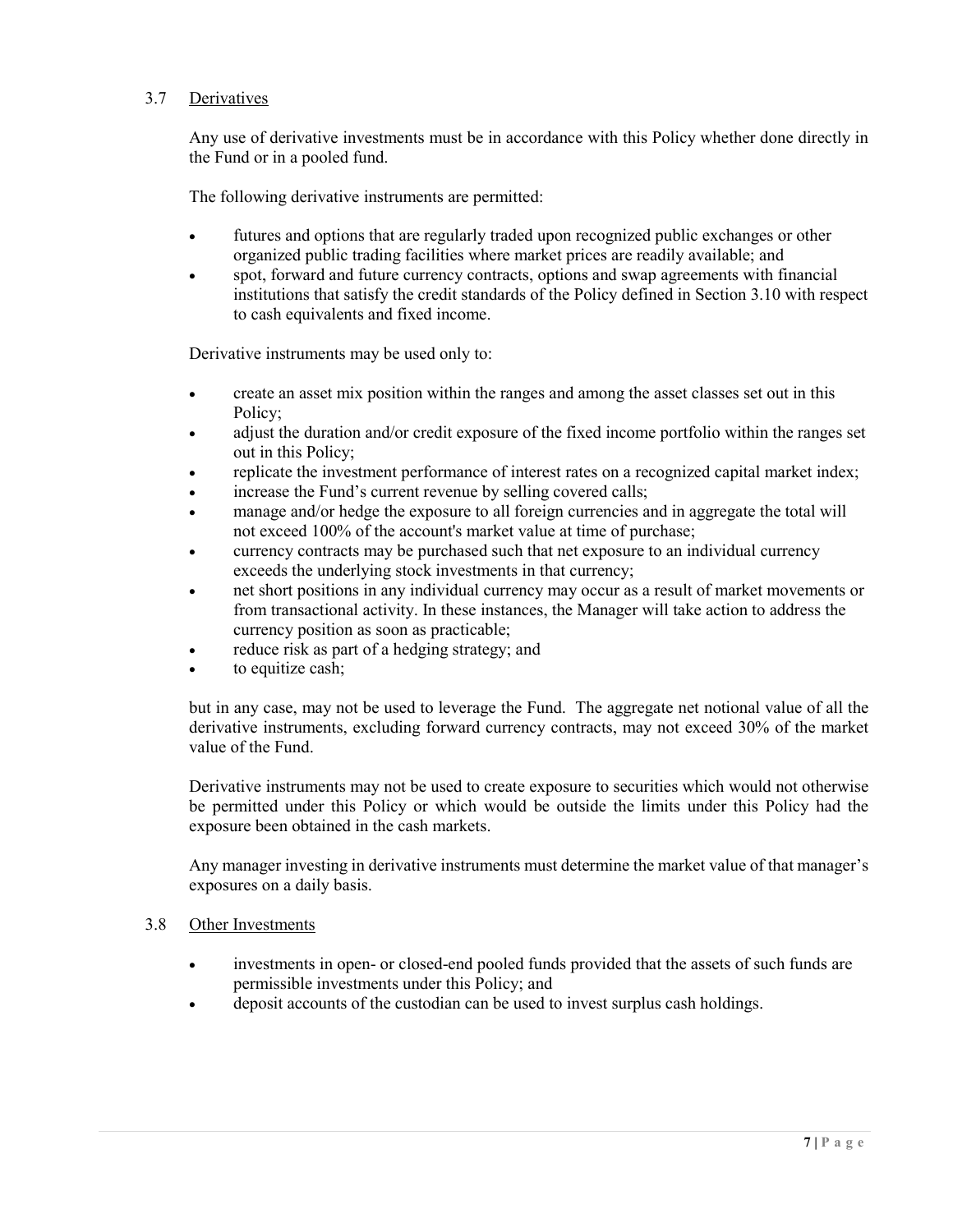### 3.7 Derivatives

Any use of derivative investments must be in accordance with this Policy whether done directly in the Fund or in a pooled fund.

The following derivative instruments are permitted:

- futures and options that are regularly traded upon recognized public exchanges or other organized public trading facilities where market prices are readily available; and
- spot, forward and future currency contracts, options and swap agreements with financial institutions that satisfy the credit standards of the Policy defined in Section 3.10 with respect to cash equivalents and fixed income.

Derivative instruments may be used only to:

- create an asset mix position within the ranges and among the asset classes set out in this Policy;
- adjust the duration and/or credit exposure of the fixed income portfolio within the ranges set out in this Policy;
- replicate the investment performance of interest rates on a recognized capital market index;
- increase the Fund's current revenue by selling covered calls;
- manage and/or hedge the exposure to all foreign currencies and in aggregate the total will not exceed 100% of the account's market value at time of purchase;
- currency contracts may be purchased such that net exposure to an individual currency exceeds the underlying stock investments in that currency;
- net short positions in any individual currency may occur as a result of market movements or from transactional activity. In these instances, the Manager will take action to address the currency position as soon as practicable;
- reduce risk as part of a hedging strategy; and
- to equitize cash;

but in any case, may not be used to leverage the Fund. The aggregate net notional value of all the derivative instruments, excluding forward currency contracts, may not exceed 30% of the market value of the Fund.

Derivative instruments may not be used to create exposure to securities which would not otherwise be permitted under this Policy or which would be outside the limits under this Policy had the exposure been obtained in the cash markets.

Any manager investing in derivative instruments must determine the market value of that manager's exposures on a daily basis.

### 3.8 Other Investments

- investments in open- or closed-end pooled funds provided that the assets of such funds are permissible investments under this Policy; and
- deposit accounts of the custodian can be used to invest surplus cash holdings.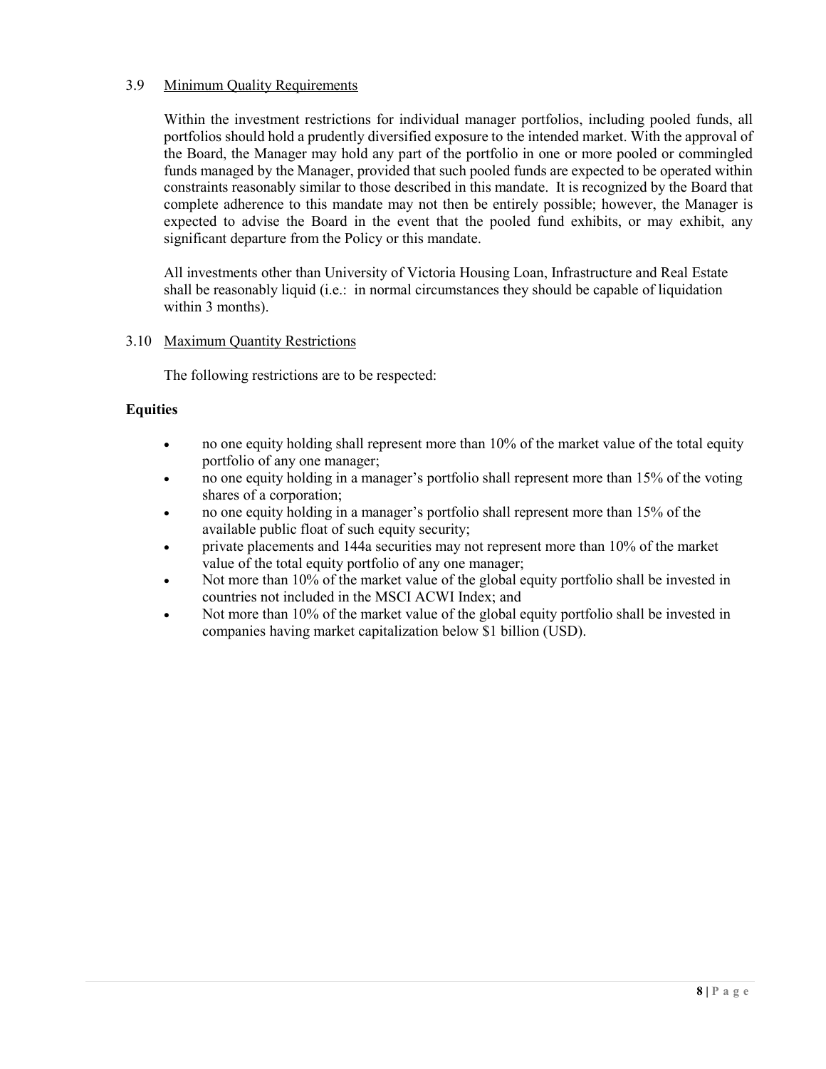### 3.9 Minimum Quality Requirements

Within the investment restrictions for individual manager portfolios, including pooled funds, all portfolios should hold a prudently diversified exposure to the intended market. With the approval of the Board, the Manager may hold any part of the portfolio in one or more pooled or commingled funds managed by the Manager, provided that such pooled funds are expected to be operated within constraints reasonably similar to those described in this mandate. It is recognized by the Board that complete adherence to this mandate may not then be entirely possible; however, the Manager is expected to advise the Board in the event that the pooled fund exhibits, or may exhibit, any significant departure from the Policy or this mandate.

All investments other than University of Victoria Housing Loan, Infrastructure and Real Estate shall be reasonably liquid (i.e.: in normal circumstances they should be capable of liquidation within 3 months).

### 3.10 Maximum Quantity Restrictions

The following restrictions are to be respected:

**Equities**

- no one equity holding shall represent more than 10% of the market value of the total equity portfolio of any one manager;
- no one equity holding in a manager's portfolio shall represent more than 15% of the voting shares of a corporation;
- no one equity holding in a manager's portfolio shall represent more than 15% of the available public float of such equity security;
- private placements and 144a securities may not represent more than 10% of the market value of the total equity portfolio of any one manager;
- Not more than 10% of the market value of the global equity portfolio shall be invested in countries not included in the MSCI ACWI Index; and
- Not more than 10% of the market value of the global equity portfolio shall be invested in companies having market capitalization below $1 billion (USD).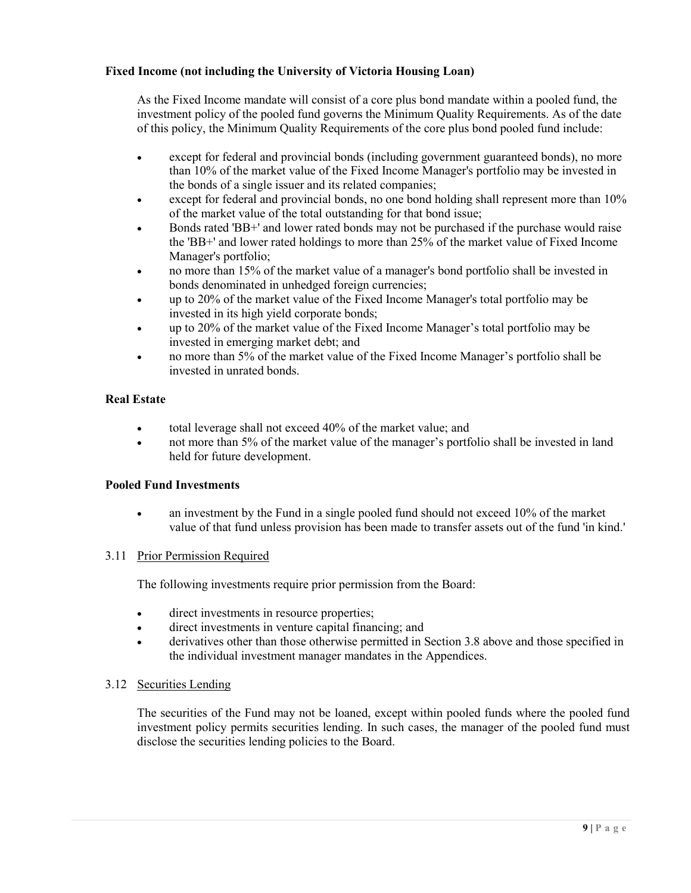**Fixed Income (not including the University of Victoria Housing Loan)**

As the Fixed Income mandate will consist of a core plus bond mandate within a pooled fund, the investment policy of the pooled fund governs the Minimum Quality Requirements. As of the date of this policy, the Minimum Quality Requirements of the core plus bond pooled fund include:

- except for federal and provincial bonds (including government guaranteed bonds), no more than 10% of the market value of the Fixed Income Manager's portfolio may be invested in the bonds of a single issuer and its related companies;
- except for federal and provincial bonds, no one bond holding shall represent more than 10% of the market value of the total outstanding for that bond issue;
- Bonds rated 'BB+' and lower rated bonds may not be purchased if the purchase would raise the 'BB+' and lower rated holdings to more than 25% of the market value of Fixed Income Manager's portfolio;
- no more than 15% of the market value of a manager's bond portfolio shall be invested in bonds denominated in unhedged foreign currencies;
- up to 20% of the market value of the Fixed Income Manager's total portfolio may be invested in its high yield corporate bonds;
- up to 20% of the market value of the Fixed Income Manager's total portfolio may be invested in emerging market debt; and
- no more than 5% of the market value of the Fixed Income Manager's portfolio shall be invested in unrated bonds.

**Real Estate**

- total leverage shall not exceed 40% of the market value; and
- not more than 5% of the market value of the manager's portfolio shall be invested in land held for future development.

**Pooled Fund Investments**

- an investment by the Fund in a single pooled fund should not exceed 10% of the market value of that fund unless provision has been made to transfer assets out of the fund 'in kind.'

3.11 Prior Permission Required

The following investments require prior permission from the Board:

- direct investments in resource properties;
- direct investments in venture capital financing; and
- derivatives other than those otherwise permitted in Section 3.8 above and those specified in the individual investment manager mandates in the Appendices.

3.12 Securities Lending

The securities of the Fund may not be loaned, except within pooled funds where the pooled fund investment policy permits securities lending. In such cases, the manager of the pooled fund must disclose the securities lending policies to the Board.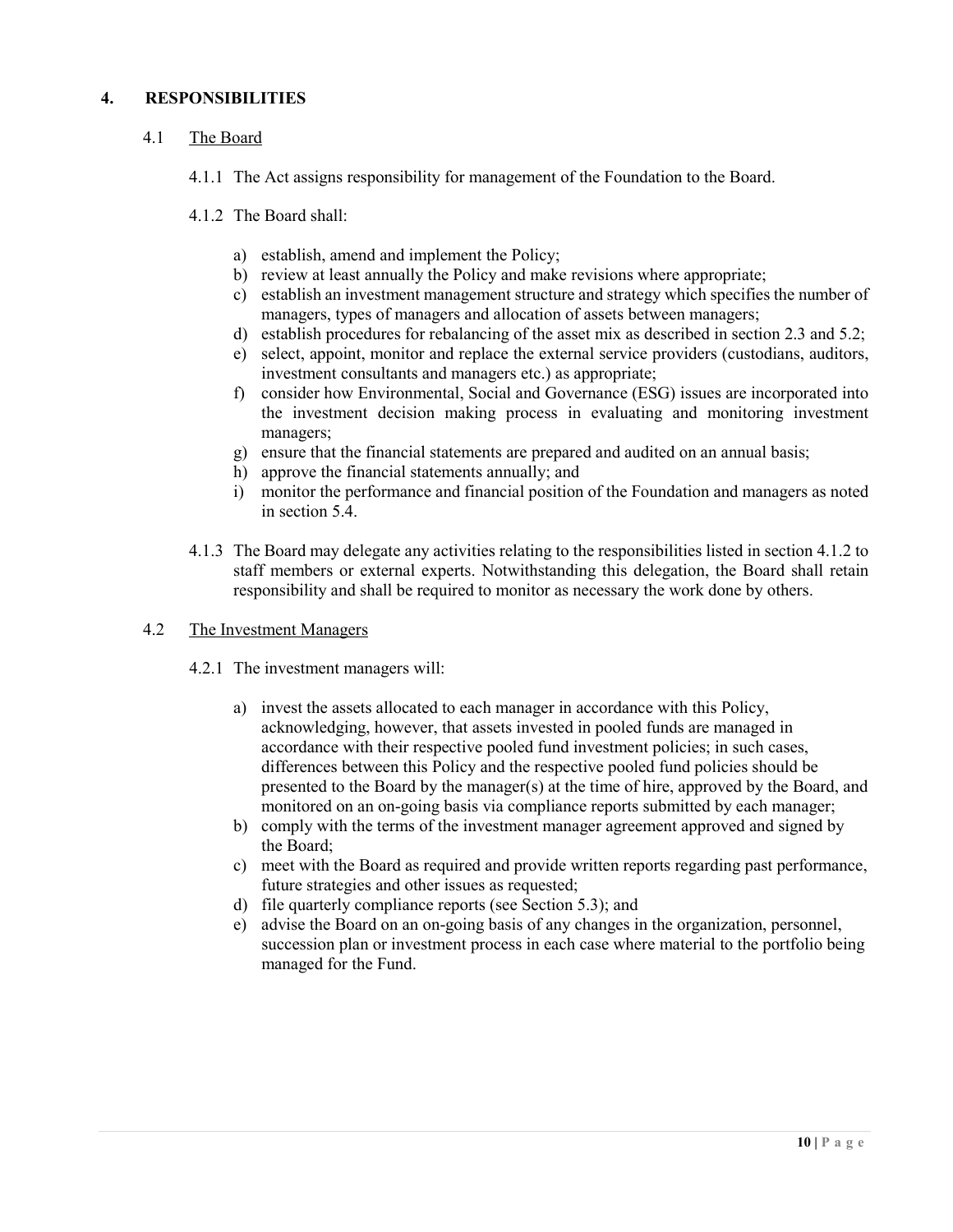## 4. RESPONSIBILITIES

### 4.1 The Board

4.1.1 The Act assigns responsibility for management of the Foundation to the Board.

4.1.2 The Board shall:

a) establish, amend and implement the Policy;
b) review at least annually the Policy and make revisions where appropriate;
c) establish an investment management structure and strategy which specifies the number of managers, types of managers and allocation of assets between managers;
d) establish procedures for rebalancing of the asset mix as described in section 2.3 and 5.2;
e) select, appoint, monitor and replace the external service providers (custodians, auditors, investment consultants and managers etc.) as appropriate;
f) consider how Environmental, Social and Governance (ESG) issues are incorporated into the investment decision making process in evaluating and monitoring investment managers;
g) ensure that the financial statements are prepared and audited on an annual basis;
h) approve the financial statements annually; and
i) monitor the performance and financial position of the Foundation and managers as noted in section 5.4.

4.1.3 The Board may delegate any activities relating to the responsibilities listed in section 4.1.2 to staff members or external experts. Notwithstanding this delegation, the Board shall retain responsibility and shall be required to monitor as necessary the work done by others.

### 4.2 The Investment Managers

4.2.1 The investment managers will:

a) invest the assets allocated to each manager in accordance with this Policy, acknowledging, however, that assets invested in pooled funds are managed in accordance with their respective pooled fund investment policies; in such cases, differences between this Policy and the respective pooled fund policies should be presented to the Board by the manager(s) at the time of hire, approved by the Board, and monitored on an on-going basis via compliance reports submitted by each manager;
b) comply with the terms of the investment manager agreement approved and signed by the Board;
c) meet with the Board as required and provide written reports regarding past performance, future strategies and other issues as requested;
d) file quarterly compliance reports (see Section 5.3); and
e) advise the Board on an on-going basis of any changes in the organization, personnel, succession plan or investment process in each case where material to the portfolio being managed for the Fund.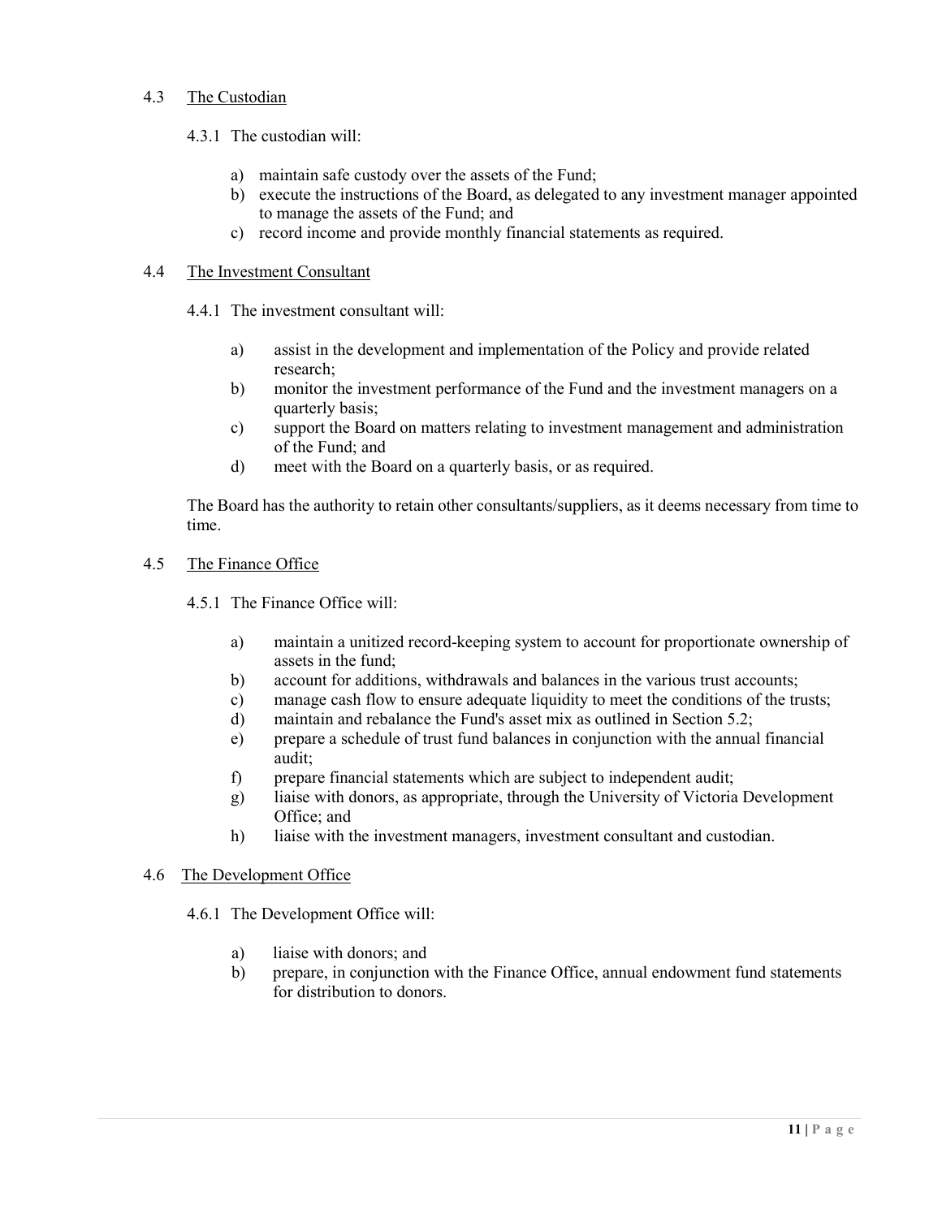### 4.3 The Custodian

4.3.1 The custodian will:

a) maintain safe custody over the assets of the Fund;
b) execute the instructions of the Board, as delegated to any investment manager appointed to manage the assets of the Fund; and
c) record income and provide monthly financial statements as required.

### 4.4 The Investment Consultant

4.4.1 The investment consultant will:

a) assist in the development and implementation of the Policy and provide related research;
b) monitor the investment performance of the Fund and the investment managers on a quarterly basis;
c) support the Board on matters relating to investment management and administration of the Fund; and
d) meet with the Board on a quarterly basis, or as required.

The Board has the authority to retain other consultants/suppliers, as it deems necessary from time to time.

### 4.5 The Finance Office

4.5.1 The Finance Office will:

a) maintain a unitized record-keeping system to account for proportionate ownership of assets in the fund;
b) account for additions, withdrawals and balances in the various trust accounts;
c) manage cash flow to ensure adequate liquidity to meet the conditions of the trusts;
d) maintain and rebalance the Fund's asset mix as outlined in Section 5.2;
e) prepare a schedule of trust fund balances in conjunction with the annual financial audit;
f) prepare financial statements which are subject to independent audit;
g) liaise with donors, as appropriate, through the University of Victoria Development Office; and
h) liaise with the investment managers, investment consultant and custodian.

### 4.6 The Development Office

4.6.1 The Development Office will:

a) liaise with donors; and
b) prepare, in conjunction with the Finance Office, annual endowment fund statements for distribution to donors.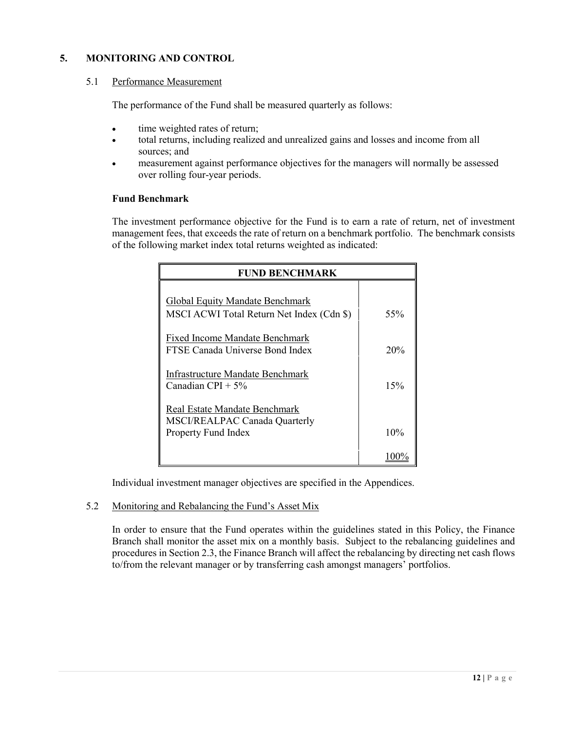## 5. MONITORING AND CONTROL

### 5.1 Performance Measurement

The performance of the Fund shall be measured quarterly as follows:

- time weighted rates of return;
- total returns, including realized and unrealized gains and losses and income from all sources; and
- measurement against performance objectives for the managers will normally be assessed over rolling four-year periods.

**Fund Benchmark**

The investment performance objective for the Fund is to earn a rate of return, net of investment management fees, that exceeds the rate of return on a benchmark portfolio. The benchmark consists of the following market index total returns weighted as indicated:

| FUND BENCHMARK | |
|---|---|
| Global Equity Mandate Benchmark<br>MSCI ACWI Total Return Net Index (Cdn $) | 55% |
| Fixed Income Mandate Benchmark<br>FTSE Canada Universe Bond Index | 20% |
| Infrastructure Mandate Benchmark<br>Canadian CPI + 5% | 15% |
| Real Estate Mandate Benchmark<br>MSCI/REALPAC Canada Quarterly Property Fund Index | 10% |
| | 100% |

Individual investment manager objectives are specified in the Appendices.

### 5.2 Monitoring and Rebalancing the Fund's Asset Mix

In order to ensure that the Fund operates within the guidelines stated in this Policy, the Finance Branch shall monitor the asset mix on a monthly basis. Subject to the rebalancing guidelines and procedures in Section 2.3, the Finance Branch will affect the rebalancing by directing net cash flows to/from the relevant manager or by transferring cash amongst managers' portfolios.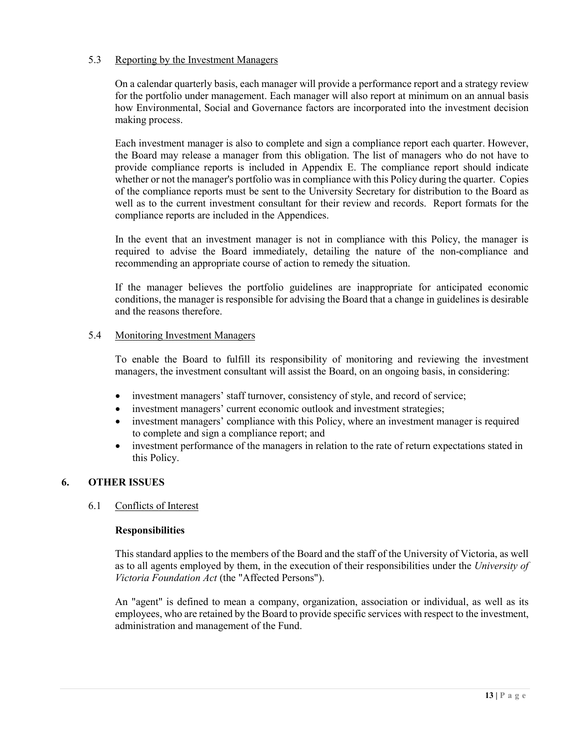### 5.3 Reporting by the Investment Managers

On a calendar quarterly basis, each manager will provide a performance report and a strategy review for the portfolio under management. Each manager will also report at minimum on an annual basis how Environmental, Social and Governance factors are incorporated into the investment decision making process.

Each investment manager is also to complete and sign a compliance report each quarter. However, the Board may release a manager from this obligation. The list of managers who do not have to provide compliance reports is included in Appendix E. The compliance report should indicate whether or not the manager's portfolio was in compliance with this Policy during the quarter. Copies of the compliance reports must be sent to the University Secretary for distribution to the Board as well as to the current investment consultant for their review and records. Report formats for the compliance reports are included in the Appendices.

In the event that an investment manager is not in compliance with this Policy, the manager is required to advise the Board immediately, detailing the nature of the non-compliance and recommending an appropriate course of action to remedy the situation.

If the manager believes the portfolio guidelines are inappropriate for anticipated economic conditions, the manager is responsible for advising the Board that a change in guidelines is desirable and the reasons therefore.

### 5.4 Monitoring Investment Managers

To enable the Board to fulfill its responsibility of monitoring and reviewing the investment managers, the investment consultant will assist the Board, on an ongoing basis, in considering:

- investment managers' staff turnover, consistency of style, and record of service;
- investment managers' current economic outlook and investment strategies;
- investment managers' compliance with this Policy, where an investment manager is required to complete and sign a compliance report; and
- investment performance of the managers in relation to the rate of return expectations stated in this Policy.

## 6. OTHER ISSUES

### 6.1 Conflicts of Interest

**Responsibilities**

This standard applies to the members of the Board and the staff of the University of Victoria, as well as to all agents employed by them, in the execution of their responsibilities under the *University of Victoria Foundation Act* (the "Affected Persons").

An "agent" is defined to mean a company, organization, association or individual, as well as its employees, who are retained by the Board to provide specific services with respect to the investment, administration and management of the Fund.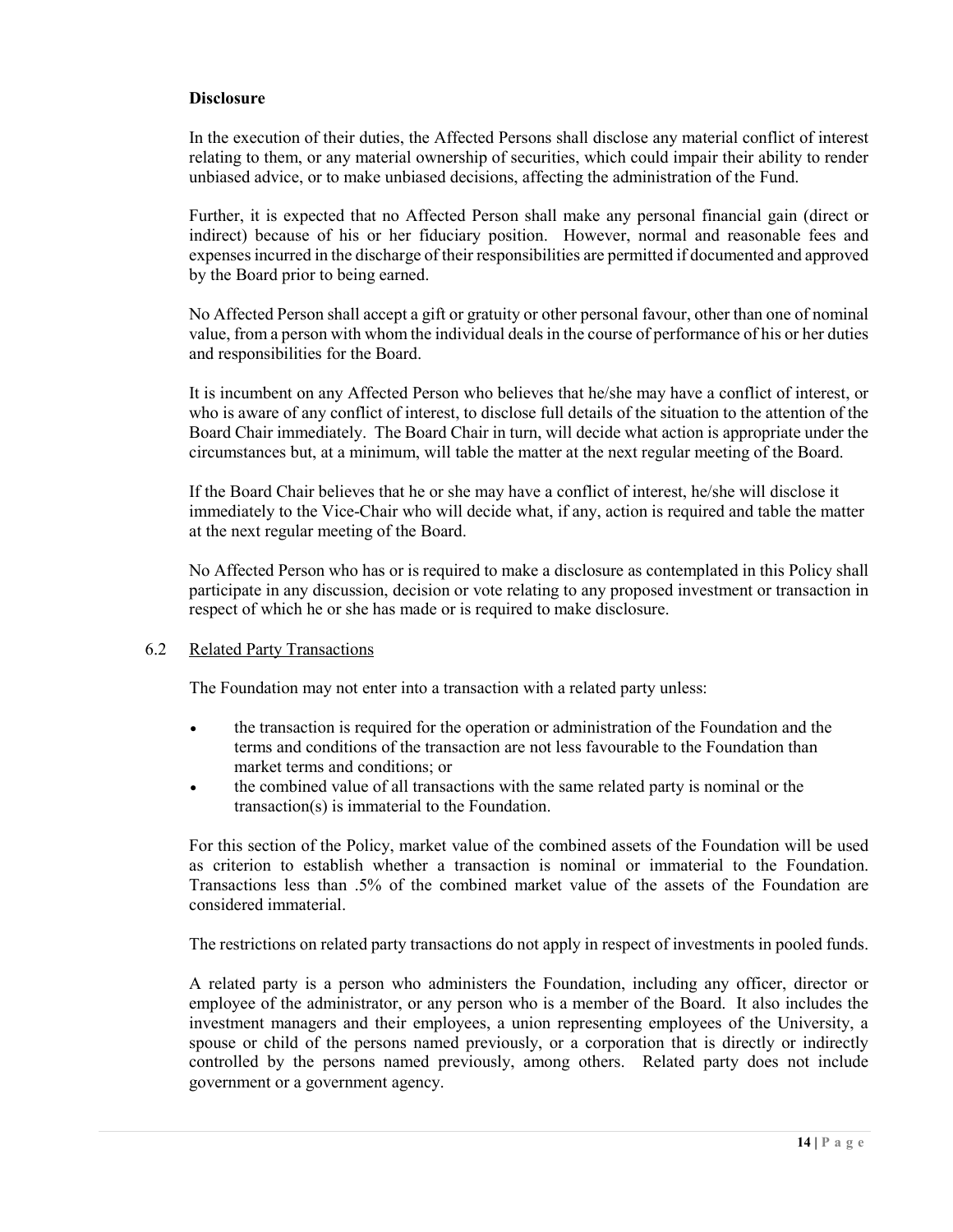**Disclosure**

In the execution of their duties, the Affected Persons shall disclose any material conflict of interest relating to them, or any material ownership of securities, which could impair their ability to render unbiased advice, or to make unbiased decisions, affecting the administration of the Fund.

Further, it is expected that no Affected Person shall make any personal financial gain (direct or indirect) because of his or her fiduciary position. However, normal and reasonable fees and expenses incurred in the discharge of their responsibilities are permitted if documented and approved by the Board prior to being earned.

No Affected Person shall accept a gift or gratuity or other personal favour, other than one of nominal value, from a person with whom the individual deals in the course of performance of his or her duties and responsibilities for the Board.

It is incumbent on any Affected Person who believes that he/she may have a conflict of interest, or who is aware of any conflict of interest, to disclose full details of the situation to the attention of the Board Chair immediately. The Board Chair in turn, will decide what action is appropriate under the circumstances but, at a minimum, will table the matter at the next regular meeting of the Board.

If the Board Chair believes that he or she may have a conflict of interest, he/she will disclose it immediately to the Vice-Chair who will decide what, if any, action is required and table the matter at the next regular meeting of the Board.

No Affected Person who has or is required to make a disclosure as contemplated in this Policy shall participate in any discussion, decision or vote relating to any proposed investment or transaction in respect of which he or she has made or is required to make disclosure.

### 6.2 Related Party Transactions

The Foundation may not enter into a transaction with a related party unless:

- the transaction is required for the operation or administration of the Foundation and the terms and conditions of the transaction are not less favourable to the Foundation than market terms and conditions; or
- the combined value of all transactions with the same related party is nominal or the transaction(s) is immaterial to the Foundation.

For this section of the Policy, market value of the combined assets of the Foundation will be used as criterion to establish whether a transaction is nominal or immaterial to the Foundation. Transactions less than .5% of the combined market value of the assets of the Foundation are considered immaterial.

The restrictions on related party transactions do not apply in respect of investments in pooled funds.

A related party is a person who administers the Foundation, including any officer, director or employee of the administrator, or any person who is a member of the Board. It also includes the investment managers and their employees, a union representing employees of the University, a spouse or child of the persons named previously, or a corporation that is directly or indirectly controlled by the persons named previously, among others. Related party does not include government or a government agency.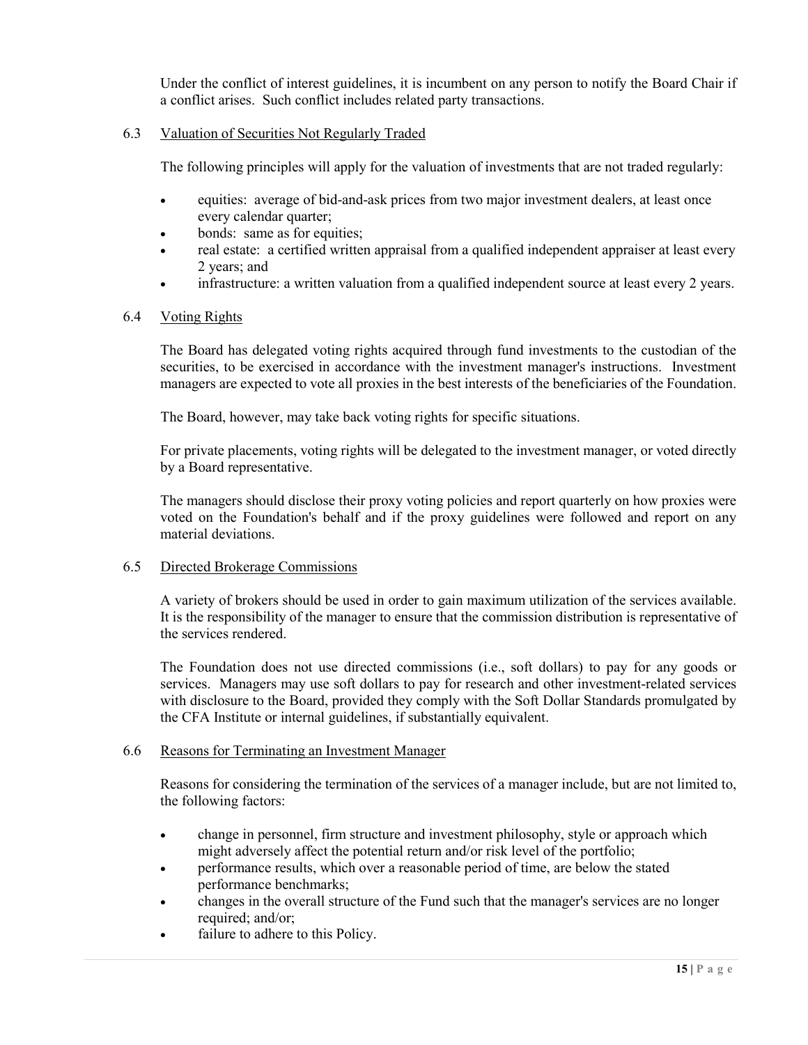Under the conflict of interest guidelines, it is incumbent on any person to notify the Board Chair if a conflict arises. Such conflict includes related party transactions.

### 6.3 Valuation of Securities Not Regularly Traded

The following principles will apply for the valuation of investments that are not traded regularly:

- equities: average of bid-and-ask prices from two major investment dealers, at least once every calendar quarter;
- bonds: same as for equities;
- real estate: a certified written appraisal from a qualified independent appraiser at least every 2 years; and
- infrastructure: a written valuation from a qualified independent source at least every 2 years.

### 6.4 Voting Rights

The Board has delegated voting rights acquired through fund investments to the custodian of the securities, to be exercised in accordance with the investment manager's instructions. Investment managers are expected to vote all proxies in the best interests of the beneficiaries of the Foundation.

The Board, however, may take back voting rights for specific situations.

For private placements, voting rights will be delegated to the investment manager, or voted directly by a Board representative.

The managers should disclose their proxy voting policies and report quarterly on how proxies were voted on the Foundation's behalf and if the proxy guidelines were followed and report on any material deviations.

### 6.5 Directed Brokerage Commissions

A variety of brokers should be used in order to gain maximum utilization of the services available. It is the responsibility of the manager to ensure that the commission distribution is representative of the services rendered.

The Foundation does not use directed commissions (i.e., soft dollars) to pay for any goods or services. Managers may use soft dollars to pay for research and other investment-related services with disclosure to the Board, provided they comply with the Soft Dollar Standards promulgated by the CFA Institute or internal guidelines, if substantially equivalent.

### 6.6 Reasons for Terminating an Investment Manager

Reasons for considering the termination of the services of a manager include, but are not limited to, the following factors:

- change in personnel, firm structure and investment philosophy, style or approach which might adversely affect the potential return and/or risk level of the portfolio;
- performance results, which over a reasonable period of time, are below the stated performance benchmarks;
- changes in the overall structure of the Fund such that the manager's services are no longer required; and/or;
- failure to adhere to this Policy.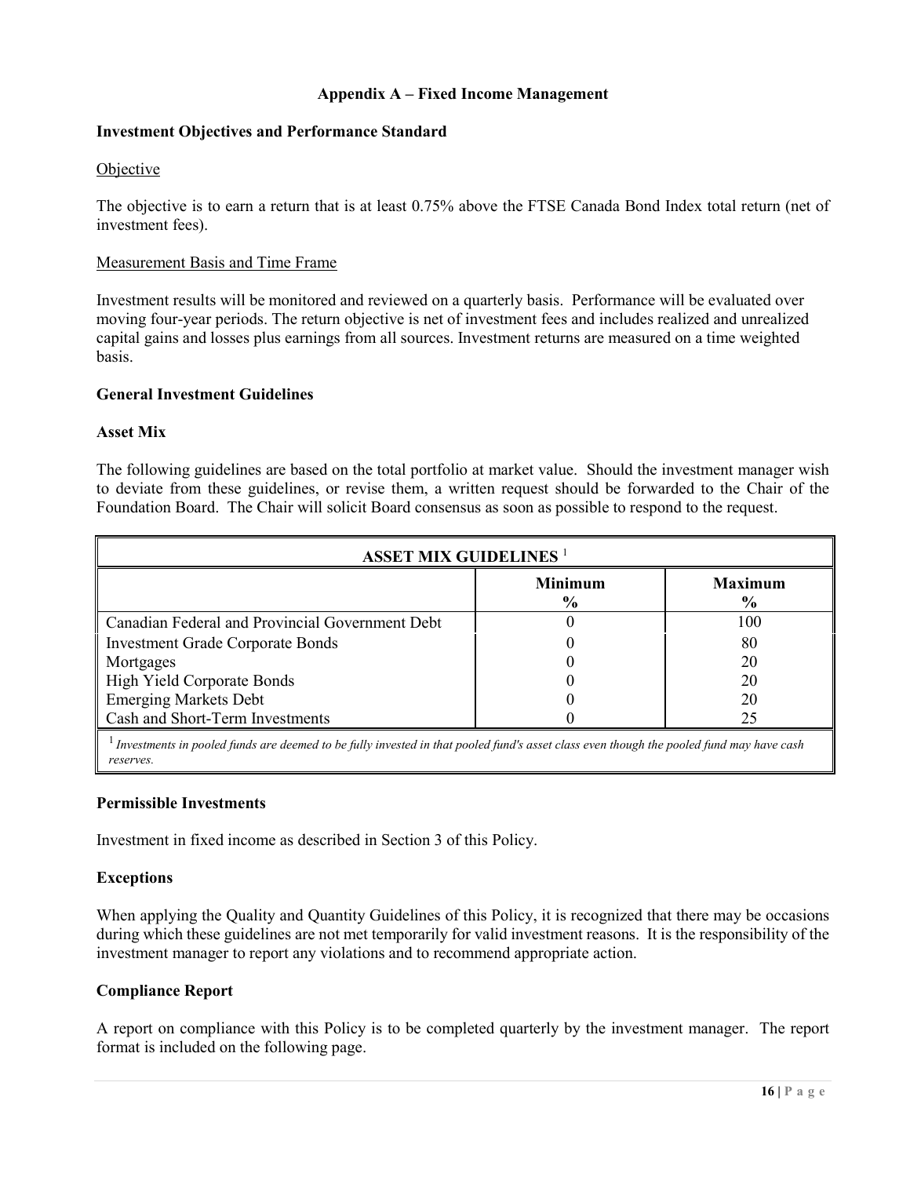## Appendix A – Fixed Income Management

### Investment Objectives and Performance Standard

Objective

The objective is to earn a return that is at least 0.75% above the FTSE Canada Bond Index total return (net of investment fees).

Measurement Basis and Time Frame

Investment results will be monitored and reviewed on a quarterly basis. Performance will be evaluated over moving four-year periods. The return objective is net of investment fees and includes realized and unrealized capital gains and losses plus earnings from all sources. Investment returns are measured on a time weighted basis.

### General Investment Guidelines

**Asset Mix**

The following guidelines are based on the total portfolio at market value. Should the investment manager wish to deviate from these guidelines, or revise them, a written request should be forwarded to the Chair of the Foundation Board. The Chair will solicit Board consensus as soon as possible to respond to the request.

| ASSET MIX GUIDELINES [1] | | |
|---|---|---|
| | Minimum % | Maximum % |
| Canadian Federal and Provincial Government Debt | 0 | 100 |
| Investment Grade Corporate Bonds | 0 | 80 |
| Mortgages | 0 | 20 |
| High Yield Corporate Bonds | 0 | 20 |
| Emerging Markets Debt | 0 | 20 |
| Cash and Short-Term Investments | 0 | 25 |

[1] *Investments in pooled funds are deemed to be fully invested in that pooled fund's asset class even though the pooled fund may have cash reserves.*

**Permissible Investments**

Investment in fixed income as described in Section 3 of this Policy.

**Exceptions**

When applying the Quality and Quantity Guidelines of this Policy, it is recognized that there may be occasions during which these guidelines are not met temporarily for valid investment reasons. It is the responsibility of the investment manager to report any violations and to recommend appropriate action.

**Compliance Report**

A report on compliance with this Policy is to be completed quarterly by the investment manager. The report format is included on the following page.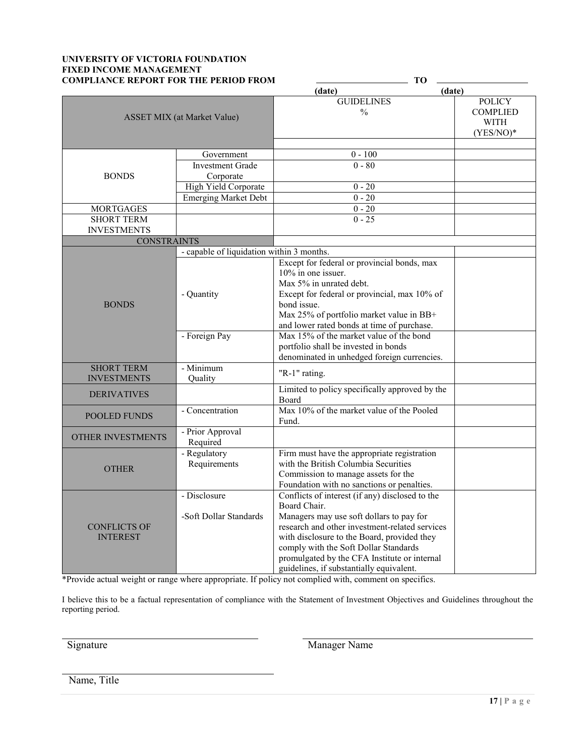**UNIVERSITY OF VICTORIA FOUNDATION**
**FIXED INCOME MANAGEMENT**
**COMPLIANCE REPORT FOR THE PERIOD FROM** ____________________ **TO** ____________________
(date) (date)

| ASSET MIX (at Market Value) | | GUIDELINES % | POLICY COMPLIED WITH (YES/NO)* |
|---|---|---|---|
| | | | |
| BONDS | Government | 0 - 100 | |
| | Investment Grade Corporate | 0 - 80 | |
| | High Yield Corporate | 0 - 20 | |
| | Emerging Market Debt | 0 - 20 | |
| MORTGAGES | | 0 - 20 | |
| SHORT TERM INVESTMENTS | | 0 - 25 | |
| CONSTRAINTS | | | |
| | - capable of liquidation within 3 months. | | |
| BONDS | - Quantity | Except for federal or provincial bonds, max 10% in one issuer.<br>Max 5% in unrated debt.<br>Except for federal or provincial, max 10% of bond issue.<br>Max 25% of portfolio market value in BB+ and lower rated bonds at time of purchase. | |
| | - Foreign Pay | Max 15% of the market value of the bond portfolio shall be invested in bonds denominated in unhedged foreign currencies. | |
| SHORT TERM INVESTMENTS | - Minimum Quality | "R-1" rating. | |
| DERIVATIVES | | Limited to policy specifically approved by the Board | |
| POOLED FUNDS | - Concentration | Max 10% of the market value of the Pooled Fund. | |
| OTHER INVESTMENTS | - Prior Approval Required | | |
| OTHER | - Regulatory Requirements | Firm must have the appropriate registration with the British Columbia Securities Commission to manage assets for the Foundation with no sanctions or penalties. | |
| CONFLICTS OF INTEREST | - Disclosure<br><br>-Soft Dollar Standards | Conflicts of interest (if any) disclosed to the Board Chair.<br>Managers may use soft dollars to pay for research and other investment-related services with disclosure to the Board, provided they comply with the Soft Dollar Standards promulgated by the CFA Institute or internal guidelines, if substantially equivalent. | |

*Provide actual weight or range where appropriate. If policy not complied with, comment on specifics.

I believe this to be a factual representation of compliance with the Statement of Investment Objectives and Guidelines throughout the reporting period.

______________________________ ______________________________
Signature Manager Name

______________________________
Name, Title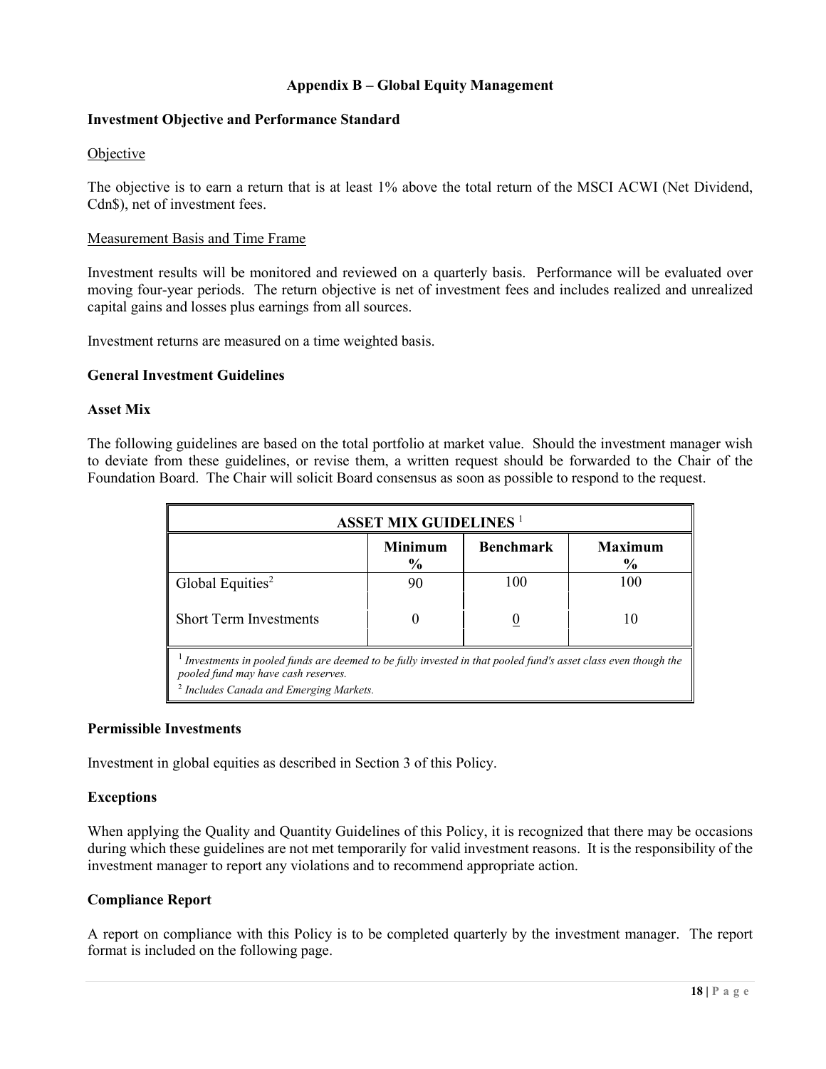## Appendix B – Global Equity Management

### Investment Objective and Performance Standard

Objective

The objective is to earn a return that is at least 1% above the total return of the MSCI ACWI (Net Dividend, Cdn$), net of investment fees.

Measurement Basis and Time Frame

Investment results will be monitored and reviewed on a quarterly basis. Performance will be evaluated over moving four-year periods. The return objective is net of investment fees and includes realized and unrealized capital gains and losses plus earnings from all sources.

Investment returns are measured on a time weighted basis.

### General Investment Guidelines

### Asset Mix

The following guidelines are based on the total portfolio at market value. Should the investment manager wish to deviate from these guidelines, or revise them, a written request should be forwarded to the Chair of the Foundation Board. The Chair will solicit Board consensus as soon as possible to respond to the request.

**ASSET MIX GUIDELINES** [1]

| | Minimum % | Benchmark | Maximum % |
|---|---|---|---|
| Global Equities[2] | 90 | 100 | 100 |
| Short Term Investments | 0 | 0 | 10 |

[1] *Investments in pooled funds are deemed to be fully invested in that pooled fund's asset class even though the pooled fund may have cash reserves.*

[2] *Includes Canada and Emerging Markets.*

### Permissible Investments

Investment in global equities as described in Section 3 of this Policy.

### Exceptions

When applying the Quality and Quantity Guidelines of this Policy, it is recognized that there may be occasions during which these guidelines are not met temporarily for valid investment reasons. It is the responsibility of the investment manager to report any violations and to recommend appropriate action.

### Compliance Report

A report on compliance with this Policy is to be completed quarterly by the investment manager. The report format is included on the following page.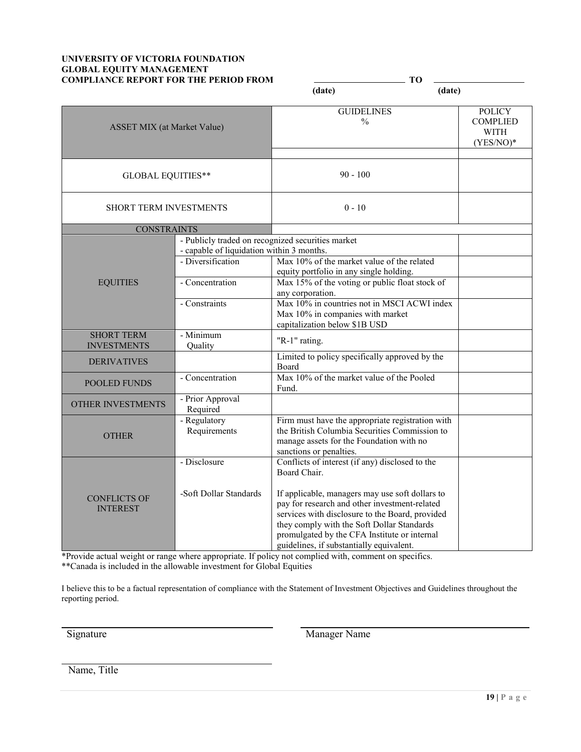**UNIVERSITY OF VICTORIA FOUNDATION**
**GLOBAL EQUITY MANAGEMENT**
**COMPLIANCE REPORT FOR THE PERIOD FROM** ____________________ **TO** ____________________

(date) (date)

| ASSET MIX (at Market Value) | | GUIDELINES % | POLICY COMPLIED WITH (YES/NO)* |
|---|---|---|---|
| GLOBAL EQUITIES** | | 90 - 100 | |
| SHORT TERM INVESTMENTS | | 0 - 10 | |
| CONSTRAINTS | | | |
| EQUITIES | - Publicly traded on recognized securities market<br>- capable of liquidation within 3 months. | | |
| | - Diversification | Max 10% of the market value of the related equity portfolio in any single holding. | |
| | - Concentration | Max 15% of the voting or public float stock of any corporation. | |
| | - Constraints | Max 10% in countries not in MSCI ACWI index<br>Max 10% in companies with market capitalization below $1B USD | |
| SHORT TERM INVESTMENTS | - Minimum Quality | "R-1" rating. | |
| DERIVATIVES | | Limited to policy specifically approved by the Board | |
| POOLED FUNDS | - Concentration | Max 10% of the market value of the Pooled Fund. | |
| OTHER INVESTMENTS | - Prior Approval Required | | |
| OTHER | - Regulatory Requirements | Firm must have the appropriate registration with the British Columbia Securities Commission to manage assets for the Foundation with no sanctions or penalties. | |
| CONFLICTS OF INTEREST | - Disclosure<br><br>-Soft Dollar Standards | Conflicts of interest (if any) disclosed to the Board Chair.<br><br>If applicable, managers may use soft dollars to pay for research and other investment-related services with disclosure to the Board, provided they comply with the Soft Dollar Standards promulgated by the CFA Institute or internal guidelines, if substantially equivalent. | |

*Provide actual weight or range where appropriate. If policy not complied with, comment on specifics.
**Canada is included in the allowable investment for Global Equities

I believe this to be a factual representation of compliance with the Statement of Investment Objectives and Guidelines throughout the reporting period.

____________________________________ ____________________________________
Signature Manager Name

____________________________________
Name, Title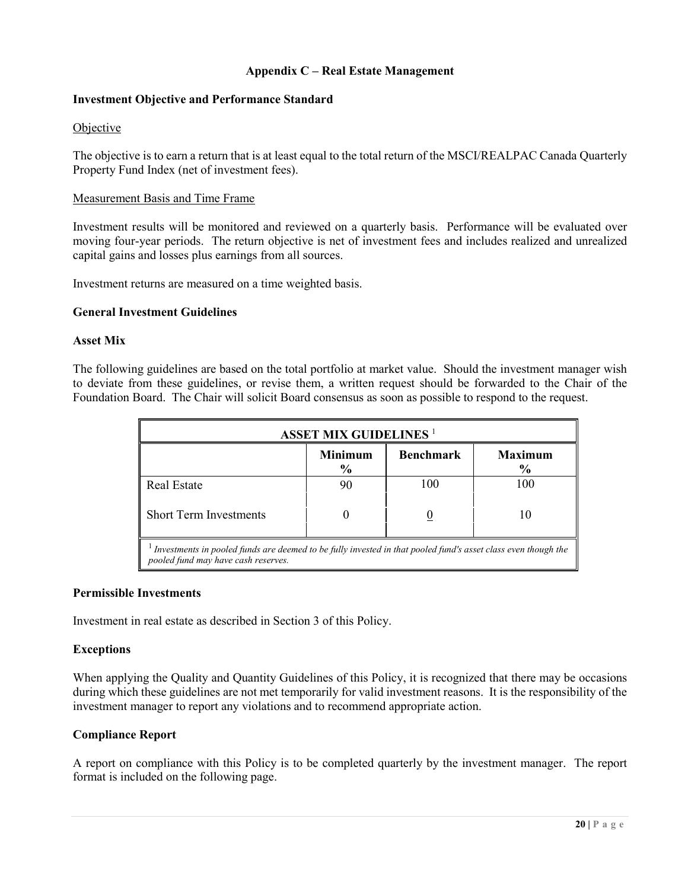## Appendix C – Real Estate Management

### Investment Objective and Performance Standard

Objective

The objective is to earn a return that is at least equal to the total return of the MSCI/REALPAC Canada Quarterly Property Fund Index (net of investment fees).

Measurement Basis and Time Frame

Investment results will be monitored and reviewed on a quarterly basis. Performance will be evaluated over moving four-year periods. The return objective is net of investment fees and includes realized and unrealized capital gains and losses plus earnings from all sources.

Investment returns are measured on a time weighted basis.

### General Investment Guidelines

### Asset Mix

The following guidelines are based on the total portfolio at market value. Should the investment manager wish to deviate from these guidelines, or revise them, a written request should be forwarded to the Chair of the Foundation Board. The Chair will solicit Board consensus as soon as possible to respond to the request.

| ASSET MIX GUIDELINES [1] | | | |
|---|---|---|---|
| | Minimum % | Benchmark | Maximum % |
| Real Estate | 90 | 100 | 100 |
| Short Term Investments | 0 | 0 | 10 |

[1] *Investments in pooled funds are deemed to be fully invested in that pooled fund's asset class even though the pooled fund may have cash reserves.*

### Permissible Investments

Investment in real estate as described in Section 3 of this Policy.

### Exceptions

When applying the Quality and Quantity Guidelines of this Policy, it is recognized that there may be occasions during which these guidelines are not met temporarily for valid investment reasons. It is the responsibility of the investment manager to report any violations and to recommend appropriate action.

### Compliance Report

A report on compliance with this Policy is to be completed quarterly by the investment manager. The report format is included on the following page.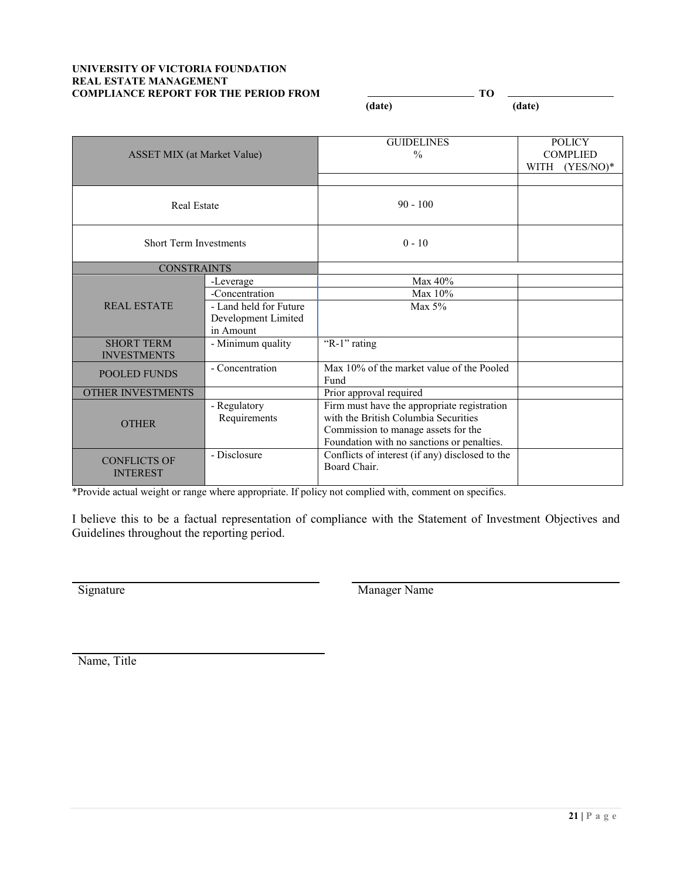**UNIVERSITY OF VICTORIA FOUNDATION**
**REAL ESTATE MANAGEMENT**
**COMPLIANCE REPORT FOR THE PERIOD FROM** ____________________ **TO** ____________________
**(date)** **(date)**

| ASSET MIX (at Market Value) | | GUIDELINES % | POLICY COMPLIED WITH (YES/NO)* |
|---|---|---|---|
| Real Estate | | 90 - 100 | |
| Short Term Investments | | 0 - 10 | |
| CONSTRAINTS | | | |
| REAL ESTATE | -Leverage | Max 40% | |
| | -Concentration | Max 10% | |
| | - Land held for Future Development Limited in Amount | Max 5% | |
| SHORT TERM INVESTMENTS | - Minimum quality | "R-1" rating | |
| POOLED FUNDS | - Concentration | Max 10% of the market value of the Pooled Fund | |
| OTHER INVESTMENTS | | Prior approval required | |
| OTHER | - Regulatory Requirements | Firm must have the appropriate registration with the British Columbia Securities Commission to manage assets for the Foundation with no sanctions or penalties. | |
| CONFLICTS OF INTEREST | - Disclosure | Conflicts of interest (if any) disclosed to the Board Chair. | |

*Provide actual weight or range where appropriate. If policy not complied with, comment on specifics.

I believe this to be a factual representation of compliance with the Statement of Investment Objectives and Guidelines throughout the reporting period.

______________________________ ______________________________
Signature Manager Name

______________________________
Name, Title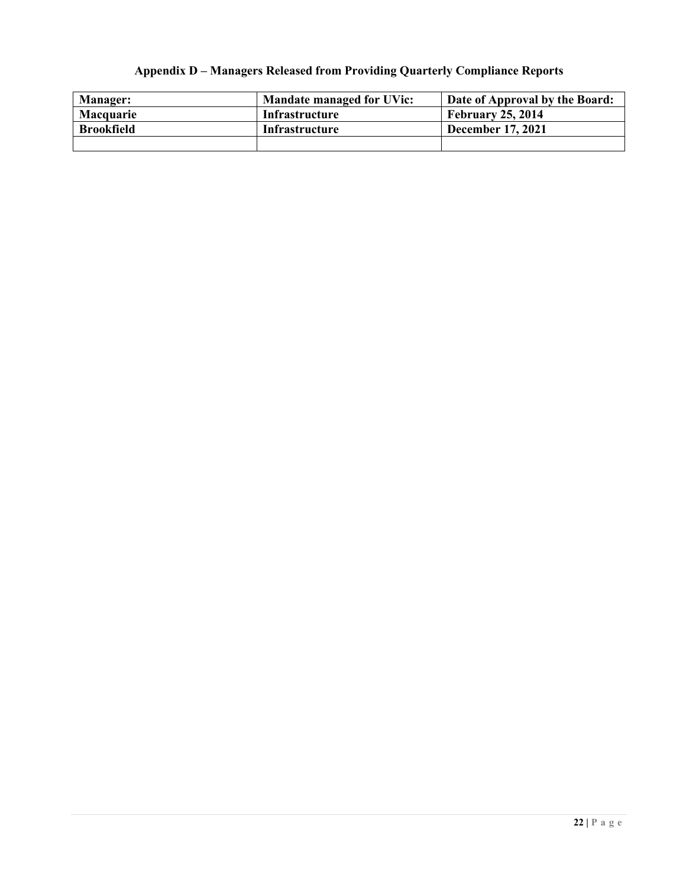## Appendix D – Managers Released from Providing Quarterly Compliance Reports

| Manager: | Mandate managed for UVic: | Date of Approval by the Board: |
|---|---|---|
| Macquarie | Infrastructure | February 25, 2014 |
| Brookfield | Infrastructure | December 17, 2021 |
| | | |